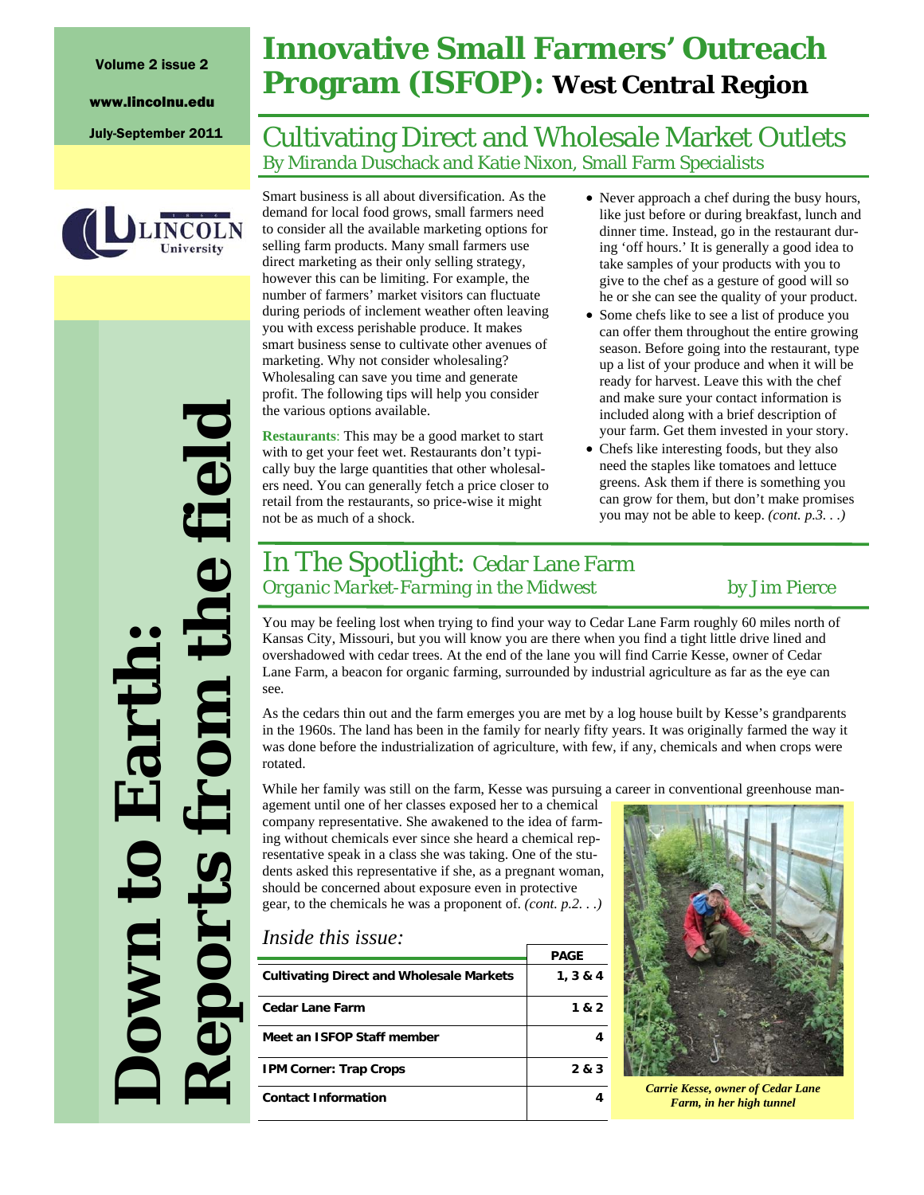Volume 2 issue 2

www.lincolnu.edu

July-September 2011

LINCOLN University

**Down to Earth: Reports from the field**

# Innovative Small Farmers' Outreach Program (ISFOP): West Central Region

## Cultivating Direct and Wholesale Market Outlets

By Miranda Duschack and Katie Nixon, Small Farm Specialists

Smart business is all about diversification. As the demand for local food grows, small farmers need to consider all the available marketing options for selling farm products. Many small farmers use direct marketing as their only selling strategy, however this can be limiting. For example, the number of farmers' market visitors can fluctuate during periods of inclement weather often leaving you with excess perishable produce. It makes smart business sense to cultivate other avenues of marketing. Why not consider wholesaling? Wholesaling can save you time and generate profit. The following tips will help you consider the various options available.

**Restaurants**: This may be a good market to start with to get your feet wet. Restaurants don't typically buy the large quantities that other wholesalers need. You can generally fetch a price closer to retail from the restaurants, so price-wise it might not be as much of a shock.

- Never approach a chef during the busy hours, like just before or during breakfast, lunch and dinner time. Instead, go in the restaurant during 'off hours.' It is generally a good idea to take samples of your products with you to give to the chef as a gesture of good will so he or she can see the quality of your product.
- Some chefs like to see a list of produce you can offer them throughout the entire growing season. Before going into the restaurant, type up a list of your produce and when it will be ready for harvest. Leave this with the chef and make sure your contact information is included along with a brief description of your farm. Get them invested in your story.
- Chefs like interesting foods, but they also need the staples like tomatoes and lettuce greens. Ask them if there is something you can grow for them, but don't make promises you may not be able to keep. *(cont. p.3. . .)*

## In The Spotlight: Cedar Lane Farm

*Organic Market-Farming in the Midwest* — by Jim Pierce

You may be feeling lost when trying to find your way to Cedar Lane Farm roughly 60 miles north of Kansas City, Missouri, but you will know you are there when you find a tight little drive lined and overshadowed with cedar trees. At the end of the lane you will find Carrie Kesse, owner of Cedar Lane Farm, a beacon for organic farming, surrounded by industrial agriculture as far as the eye can see.

As the cedars thin out and the farm emerges you are met by a log house built by Kesse's grandparents in the 1960s. The land has been in the family for nearly fifty years. It was originally farmed the way it was done before the industrialization of agriculture, with few, if any, chemicals and when crops were rotated.

While her family was still on the farm, Kesse was pursuing a career in conventional greenhouse management until one of her classes exposed her to a chemical company representative. She awakened to the idea of farming without chemicals ever since she heard a chemical representative speak in a class she was taking. One of the students asked this representative if she, as a pregnant woman, should be concerned about exposure even in protective gear, to the chemicals he was a proponent of. *(cont. p.2. . .)*

*Carrie Kesse, owner of Cedar Lane Farm, in her high tunnel*

### *Inside this issue:*

| | PAGE |
|---|---|
| **Cultivating Direct and Wholesale Markets** | **1, 3 & 4** |
| **Cedar Lane Farm** | **1 & 2** |
| **Meet an ISFOP Staff member** | **4** |
| **IPM Corner: Trap Crops** | **2 & 3** |
| **Contact Information** | **4** |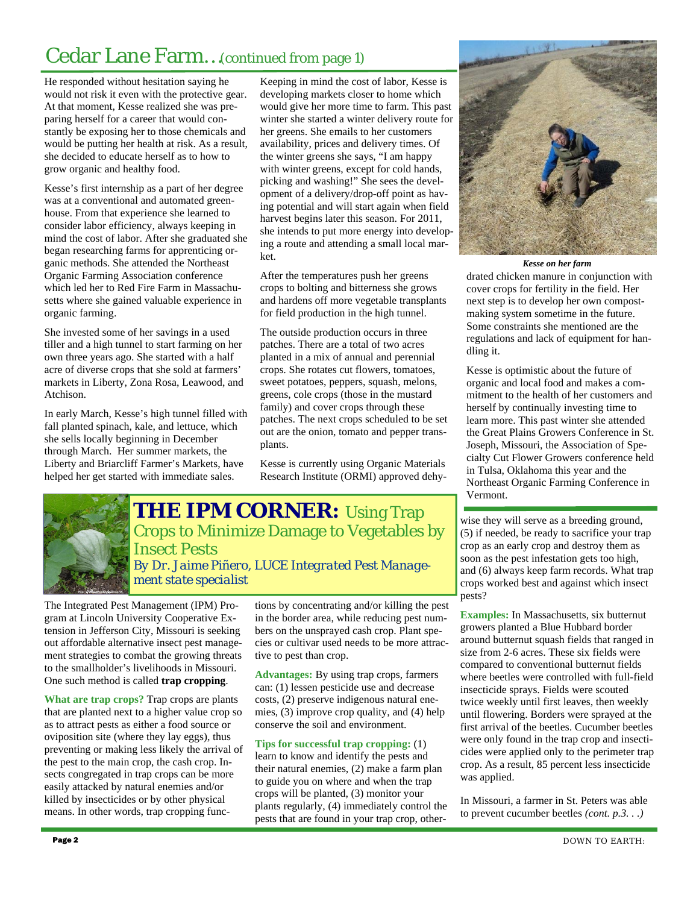# Cedar Lane Farm…(continued from page 1)

He responded without hesitation saying he would not risk it even with the protective gear. At that moment, Kesse realized she was preparing herself for a career that would constantly be exposing her to those chemicals and would be putting her health at risk. As a result, she decided to educate herself as to how to grow organic and healthy food.

Kesse's first internship as a part of her degree was at a conventional and automated greenhouse. From that experience she learned to consider labor efficiency, always keeping in mind the cost of labor. After she graduated she began researching farms for apprenticing organic methods. She attended the Northeast Organic Farming Association conference which led her to Red Fire Farm in Massachusetts where she gained valuable experience in organic farming.

She invested some of her savings in a used tiller and a high tunnel to start farming on her own three years ago. She started with a half acre of diverse crops that she sold at farmers' markets in Liberty, Zona Rosa, Leawood, and Atchison.

In early March, Kesse's high tunnel filled with fall planted spinach, kale, and lettuce, which she sells locally beginning in December through March. Her summer markets, the Liberty and Briarcliff Farmer's Markets, have helped her get started with immediate sales.

Keeping in mind the cost of labor, Kesse is developing markets closer to home which would give her more time to farm. This past winter she started a winter delivery route for her greens. She emails to her customers availability, prices and delivery times. Of the winter greens she says, "I am happy with winter greens, except for cold hands, picking and washing!" She sees the development of a delivery/drop-off point as having potential and will start again when field harvest begins later this season. For 2011, she intends to put more energy into developing a route and attending a small local market.

After the temperatures push her greens crops to bolting and bitterness she grows and hardens off more vegetable transplants for field production in the high tunnel.

The outside production occurs in three patches. There are a total of two acres planted in a mix of annual and perennial crops. She rotates cut flowers, tomatoes, sweet potatoes, peppers, squash, melons, greens, cole crops (those in the mustard family) and cover crops through these patches. The next crops scheduled to be set out are the onion, tomato and pepper transplants.

Kesse is currently using Organic Materials Research Institute (ORMI) approved dehydrated chicken manure in conjunction with cover crops for fertility in the field. Her next step is to develop her own compost-making system sometime in the future. Some constraints she mentioned are the regulations and lack of equipment for handling it.

*Kesse on her farm*

Kesse is optimistic about the future of organic and local food and makes a commitment to the health of her customers and herself by continually investing time to learn more. This past winter she attended the Great Plains Growers Conference in St. Joseph, Missouri, the Association of Specialty Cut Flower Growers conference held in Tulsa, Oklahoma this year and the Northeast Organic Farming Conference in Vermont.

## THE IPM CORNER: Using Trap Crops to Minimize Damage to Vegetables by Insect Pests

*By Dr. Jaime Piñero, LUCE Integrated Pest Management state specialist*

The Integrated Pest Management (IPM) Program at Lincoln University Cooperative Extension in Jefferson City, Missouri is seeking out affordable alternative insect pest management strategies to combat the growing threats to the smallholder's livelihoods in Missouri. One such method is called **trap cropping**.

**What are trap crops?** Trap crops are plants that are planted next to a higher value crop so as to attract pests as either a food source or oviposition site (where they lay eggs), thus preventing or making less likely the arrival of the pest to the main crop, the cash crop. Insects congregated in trap crops can be more easily attacked by natural enemies and/or killed by insecticides or by other physical means. In other words, trap cropping functions by concentrating and/or killing the pest in the border area, while reducing pest numbers on the unsprayed cash crop. Plant species or cultivar used needs to be more attractive to pest than crop.

**Advantages:** By using trap crops, farmers can: (1) lessen pesticide use and decrease costs, (2) preserve indigenous natural enemies, (3) improve crop quality, and (4) help conserve the soil and environment.

**Tips for successful trap cropping:** (1) learn to know and identify the pests and their natural enemies, (2) make a farm plan to guide you on where and when the trap crops will be planted, (3) monitor your plants regularly, (4) immediately control the pests that are found in your trap crop, otherwise they will serve as a breeding ground, (5) if needed, be ready to sacrifice your trap crop as an early crop and destroy them as soon as the pest infestation gets too high, and (6) always keep farm records. What trap crops worked best and against which insect pests?

**Examples:** In Massachusetts, six butternut growers planted a Blue Hubbard border around butternut squash fields that ranged in size from 2-6 acres. These six fields were compared to conventional butternut fields where beetles were controlled with full-field insecticide sprays. Fields were scouted twice weekly until first leaves, then weekly until flowering. Borders were sprayed at the first arrival of the beetles. Cucumber beetles were only found in the trap crop and insecticides were applied only to the perimeter trap crop. As a result, 85 percent less insecticide was applied.

In Missouri, a farmer in St. Peters was able to prevent cucumber beetles *(cont. p.3. . .)*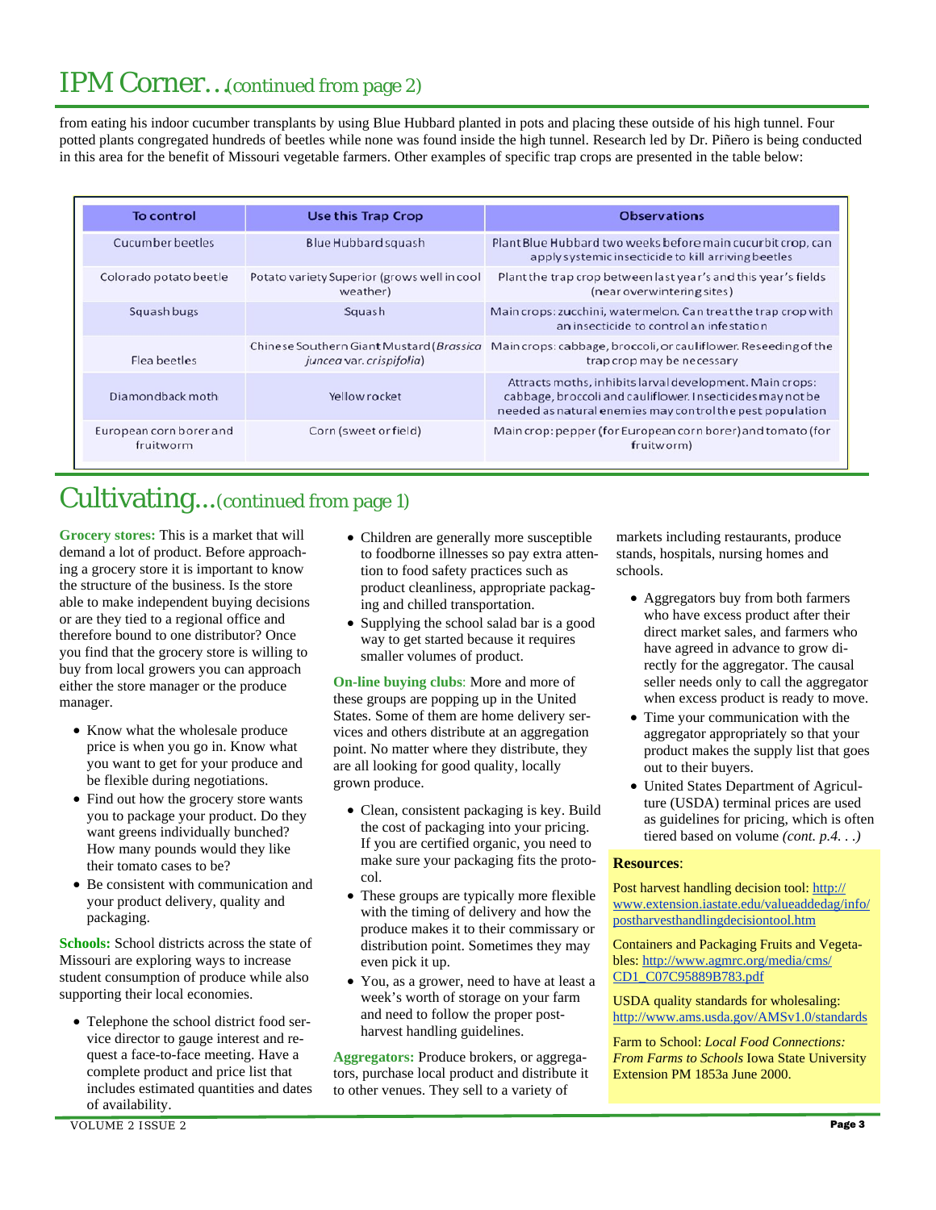# IPM Corner…(continued from page 2)

from eating his indoor cucumber transplants by using Blue Hubbard planted in pots and placing these outside of his high tunnel. Four potted plants congregated hundreds of beetles while none was found inside the high tunnel. Research led by Dr. Piñero is being conducted in this area for the benefit of Missouri vegetable farmers. Other examples of specific trap crops are presented in the table below:

| To control | Use this Trap Crop | Observations |
|---|---|---|
| Cucumber beetles | Blue Hubbard squash | Plant Blue Hubbard two weeks before main cucurbit crop, can apply systemic insecticide to kill arriving beetles |
| Colorado potato beetle | Potato variety Superior (grows well in cool weather) | Plant the trap crop between last year's and this year's fields (near overwintering sites) |
| Squash bugs | Squash | Main crops: zucchini, watermelon. Can treat the trap crop with an insecticide to control an infestation |
| Flea beetles | Chinese Southern Giant Mustard (*Brassica juncea* var. *crispifolia*) | Main crops: cabbage, broccoli, or cauliflower. Reseeding of the trap crop may be necessary |
| Diamondback moth | Yellow rocket | Attracts moths, inhibits larval development. Main crops: cabbage, broccoli and cauliflower. Insecticides may not be needed as natural enemies may control the pest population |
| European corn borer and fruitworm | Corn (sweet or field) | Main crop: pepper (for European corn borer) and tomato (for fruitworm) |

# Cultivating...(continued from page 1)

**Grocery stores:** This is a market that will demand a lot of product. Before approaching a grocery store it is important to know the structure of the business. Is the store able to make independent buying decisions or are they tied to a regional office and therefore bound to one distributor? Once you find that the grocery store is willing to buy from local growers you can approach either the store manager or the produce manager.

- Know what the wholesale produce price is when you go in. Know what you want to get for your produce and be flexible during negotiations.
- Find out how the grocery store wants you to package your product. Do they want greens individually bunched? How many pounds would they like their tomato cases to be?
- Be consistent with communication and your product delivery, quality and packaging.

**Schools:** School districts across the state of Missouri are exploring ways to increase student consumption of produce while also supporting their local economies.

- Telephone the school district food service director to gauge interest and request a face-to-face meeting. Have a complete product and price list that includes estimated quantities and dates of availability.
- Children are generally more susceptible to foodborne illnesses so pay extra attention to food safety practices such as product cleanliness, appropriate packaging and chilled transportation.
- Supplying the school salad bar is a good way to get started because it requires smaller volumes of product.

**On-line buying clubs**: More and more of these groups are popping up in the United States. Some of them are home delivery services and others distribute at an aggregation point. No matter where they distribute, they are all looking for good quality, locally grown produce.

- Clean, consistent packaging is key. Build the cost of packaging into your pricing. If you are certified organic, you need to make sure your packaging fits the protocol.
- These groups are typically more flexible with the timing of delivery and how the produce makes it to their commissary or distribution point. Sometimes they may even pick it up.
- You, as a grower, need to have at least a week's worth of storage on your farm and need to follow the proper post-harvest handling guidelines.

**Aggregators:** Produce brokers, or aggregators, purchase local product and distribute it to other venues. They sell to a variety of markets including restaurants, produce stands, hospitals, nursing homes and schools.

- Aggregators buy from both farmers who have excess product after their direct market sales, and farmers who have agreed in advance to grow directly for the aggregator. The causal seller needs only to call the aggregator when excess product is ready to move.
- Time your communication with the aggregator appropriately so that your product makes the supply list that goes out to their buyers.
- United States Department of Agriculture (USDA) terminal prices are used as guidelines for pricing, which is often tiered based on volume *(cont. p.4. . .)*

**Resources**:

Post harvest handling decision tool: http://www.extension.iastate.edu/valueaddedag/info/postharvesthandlingdecisiontool.htm

Containers and Packaging Fruits and Vegetables: http://www.agmrc.org/media/cms/CD1_C07C95889B783.pdf

USDA quality standards for wholesaling: http://www.ams.usda.gov/AMSv1.0/standards

Farm to School: *Local Food Connections: From Farms to Schools* Iowa State University Extension PM 1853a June 2000.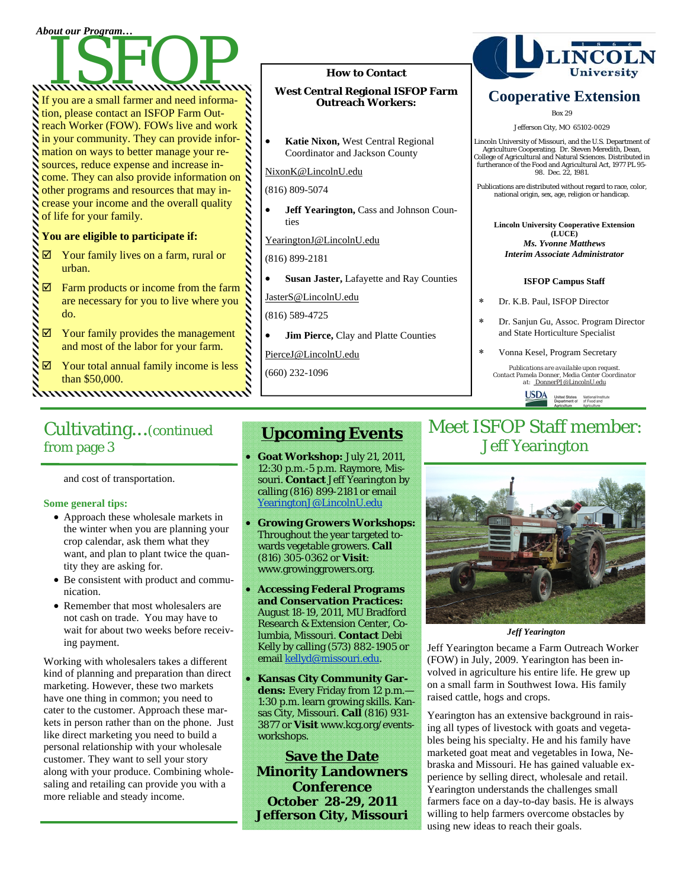*About our Program…*

# ISFOP

If you are a small farmer and need information, please contact an ISFOP Farm Outreach Worker (FOW). FOWs live and work in your community. They can provide information on ways to better manage your resources, reduce expense and increase income. They can also provide information on other programs and resources that may increase your income and the overall quality of life for your family.

**You are eligible to participate if:**

- ☑ Your family lives on a farm, rural or urban.
- ☑ Farm products or income from the farm are necessary for you to live where you do.
- ☑ Your family provides the management and most of the labor for your farm.
- ☑ Your total annual family income is less than $50,000.

**How to Contact**

**West Central Regional ISFOP Farm Outreach Workers:**

- **Katie Nixon,** West Central Regional Coordinator and Jackson County

NixonK@LincolnU.edu

(816) 809-5074

- **Jeff Yearington,** Cass and Johnson Counties

YearingtonJ@LincolnU.edu

(816) 899-2181

- **Susan Jaster,** Lafayette and Ray Counties

JasterS@LincolnU.edu

(816) 589-4725

- **Jim Pierce,** Clay and Platte Counties

PierceJ@LincolnU.edu

(660) 232-1096

LINCOLN University 1866

## Cooperative Extension

Box 29

Jefferson City, MO 65102-0029

Lincoln University of Missouri, and the U.S. Department of Agriculture Cooperating. Dr. Steven Meredith, Dean, College of Agricultural and Natural Sciences. Distributed in furtherance of the Food and Agricultural Act, 1977 PL 95-98. Dec. 22, 1981.

Publications are distributed without regard to race, color, national origin, sex, age, religion or handicap.

**Lincoln University Cooperative Extension (LUCE)**
***Ms. Yvonne Matthews***
***Interim Associate Administrator***

**ISFOP Campus Staff**

- * Dr. K.B. Paul, ISFOP Director
- * Dr. Sanjun Gu, Assoc. Program Director and State Horticulture Specialist
- * Vonna Kesel, Program Secretary

*Publications are available upon request. Contact Pamela Donner, Media Center Coordinator at: DonnerPJ@LincolnU.edu*

USDA United States Department of Agriculture — National Institute of Food and Agriculture

## Cultivating…(continued from page 3

and cost of transportation.

**Some general tips:**

- Approach these wholesale markets in the winter when you are planning your crop calendar, ask them what they want, and plan to plant twice the quantity they are asking for.
- Be consistent with product and communication.
- Remember that most wholesalers are not cash on trade. You may have to wait for about two weeks before receiving payment.

Working with wholesalers takes a different kind of planning and preparation than direct marketing. However, these two markets have one thing in common; you need to cater to the customer. Approach these markets in person rather than on the phone. Just like direct marketing you need to build a personal relationship with your wholesale customer. They want to sell your story along with your produce. Combining wholesaling and retailing can provide you with a more reliable and steady income.

## Upcoming Events

- **Goat Workshop:** July 21, 2011, 12:30 p.m.-5 p.m. Raymore, Missouri. **Contact** Jeff Yearington by calling (816) 899-2181 or email YearingtonJ@LincolnU.edu
- **Growing Growers Workshops:** Throughout the year targeted towards vegetable growers. **Call** (816) 305-0362 or **Visit**: www.growinggrowers.org.
- **Accessing Federal Programs and Conservation Practices:** August 18-19, 2011, MU Bradford Research & Extension Center, Columbia, Missouri. **Contact** Debi Kelly by calling (573) 882-1905 or email kellyd@missouri.edu.
- **Kansas City Community Gardens:** Every Friday from 12 p.m.—1:30 p.m. learn growing skills. Kansas City, Missouri. **Call** (816) 931-3877 or **Visit** www.kcg.org/events-workshops.

**Save the Date**
**Minority Landowners Conference**
**October 28-29, 2011**
**Jefferson City, Missouri**

## Meet ISFOP Staff member: Jeff Yearington

***Jeff Yearington***

Jeff Yearington became a Farm Outreach Worker (FOW) in July, 2009. Yearington has been involved in agriculture his entire life. He grew up on a small farm in Southwest Iowa. His family raised cattle, hogs and crops.

Yearington has an extensive background in raising all types of livestock with goats and vegetables being his specialty. He and his family have marketed goat meat and vegetables in Iowa, Nebraska and Missouri. He has gained valuable experience by selling direct, wholesale and retail. Yearington understands the challenges small farmers face on a day-to-day basis. He is always willing to help farmers overcome obstacles by using new ideas to reach their goals.